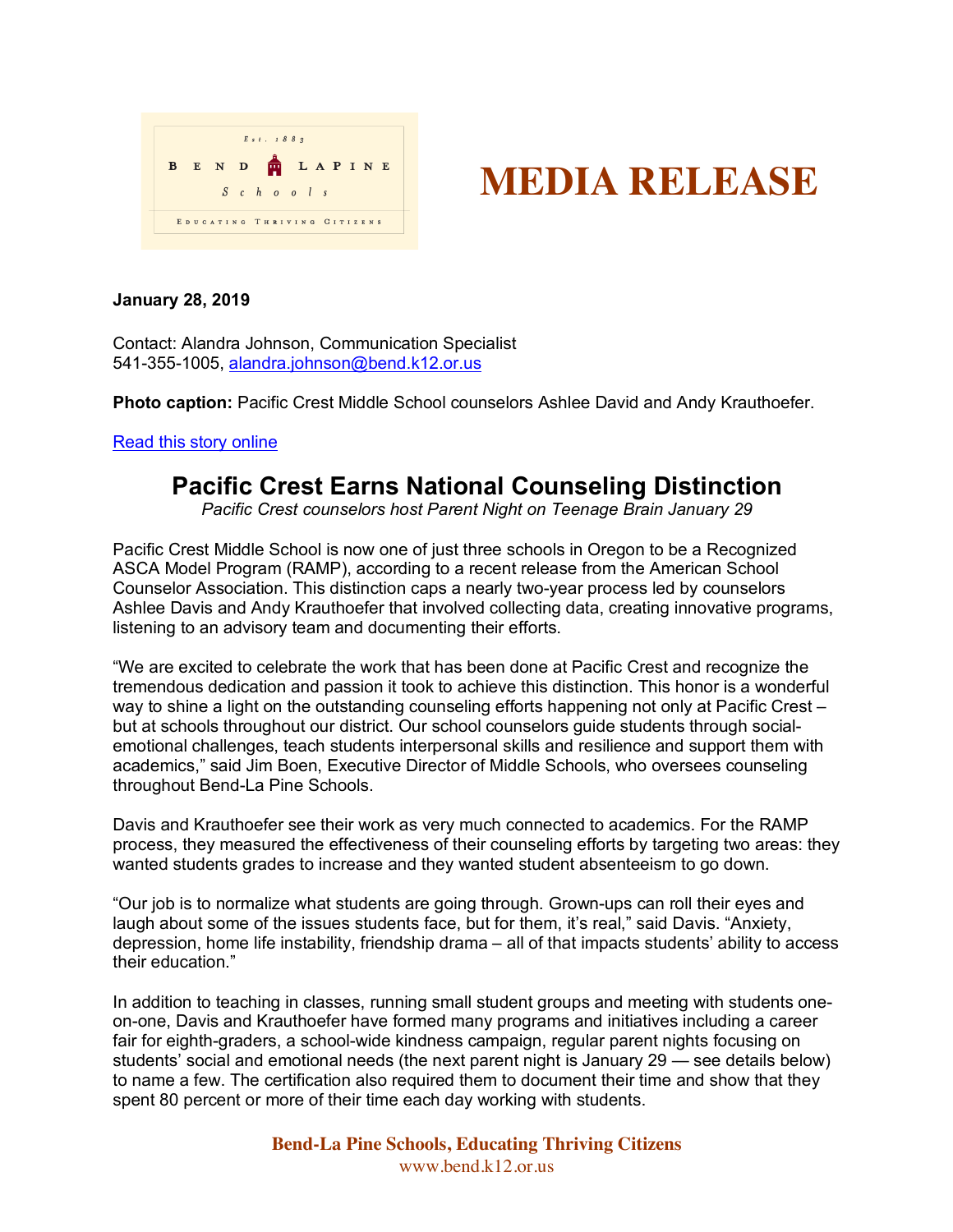Est. 1883

BEND LAPINE Schools

EDUCATING THRIVING CITIZENS

# MEDIA RELEASE

**January 28, 2019**

Contact: Alandra Johnson, Communication Specialist
541-355-1005, alandra.johnson@bend.k12.or.us

**Photo caption:** Pacific Crest Middle School counselors Ashlee David and Andy Krauthoefer.

Read this story online

## Pacific Crest Earns National Counseling Distinction

*Pacific Crest counselors host Parent Night on Teenage Brain January 29*

Pacific Crest Middle School is now one of just three schools in Oregon to be a Recognized ASCA Model Program (RAMP), according to a recent release from the American School Counselor Association. This distinction caps a nearly two-year process led by counselors Ashlee Davis and Andy Krauthoefer that involved collecting data, creating innovative programs, listening to an advisory team and documenting their efforts.

"We are excited to celebrate the work that has been done at Pacific Crest and recognize the tremendous dedication and passion it took to achieve this distinction. This honor is a wonderful way to shine a light on the outstanding counseling efforts happening not only at Pacific Crest – but at schools throughout our district. Our school counselors guide students through social-emotional challenges, teach students interpersonal skills and resilience and support them with academics," said Jim Boen, Executive Director of Middle Schools, who oversees counseling throughout Bend-La Pine Schools.

Davis and Krauthoefer see their work as very much connected to academics. For the RAMP process, they measured the effectiveness of their counseling efforts by targeting two areas: they wanted students grades to increase and they wanted student absenteeism to go down.

"Our job is to normalize what students are going through. Grown-ups can roll their eyes and laugh about some of the issues students face, but for them, it's real," said Davis. "Anxiety, depression, home life instability, friendship drama – all of that impacts students' ability to access their education."

In addition to teaching in classes, running small student groups and meeting with students one-on-one, Davis and Krauthoefer have formed many programs and initiatives including a career fair for eighth-graders, a school-wide kindness campaign, regular parent nights focusing on students' social and emotional needs (the next parent night is January 29 — see details below) to name a few. The certification also required them to document their time and show that they spent 80 percent or more of their time each day working with students.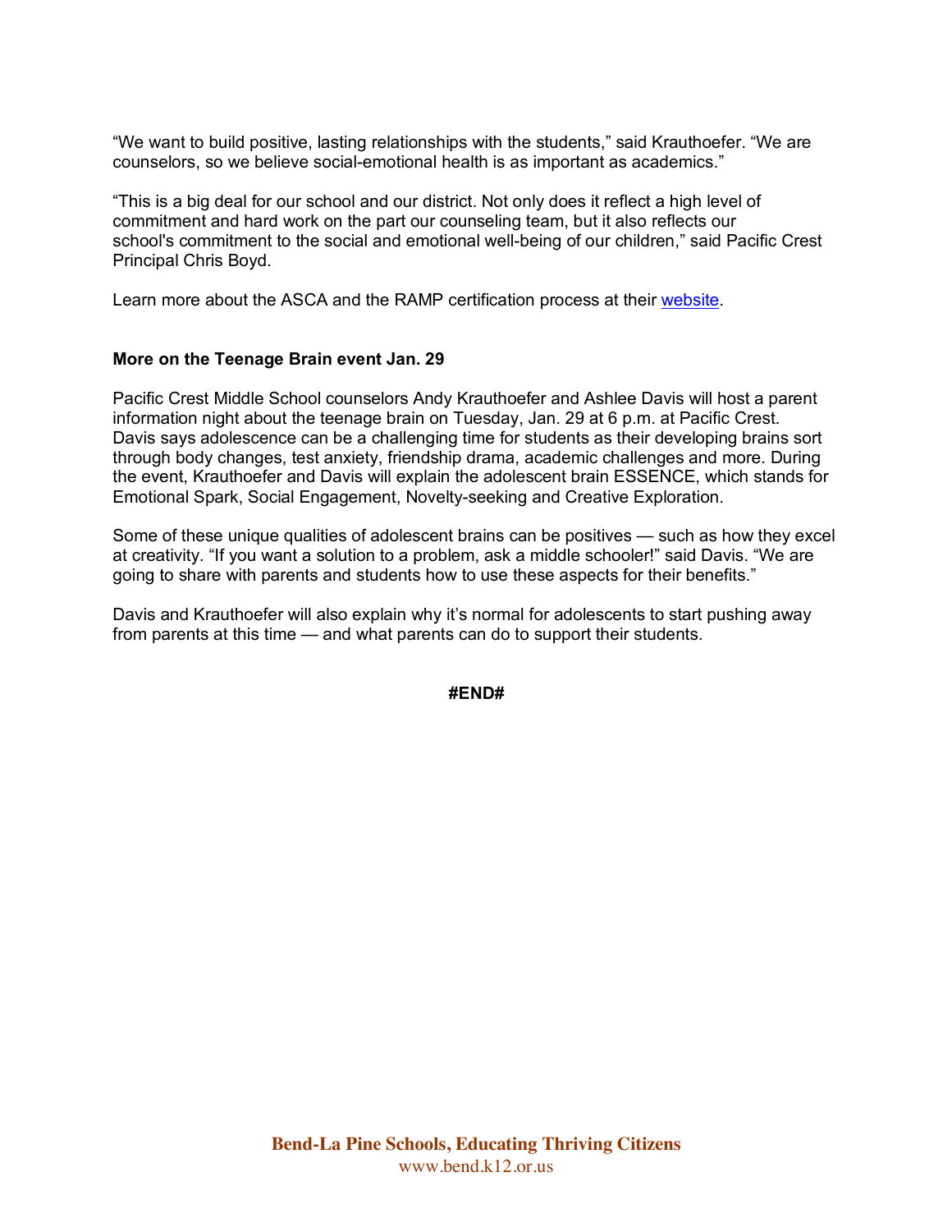"We want to build positive, lasting relationships with the students," said Krauthoefer. "We are counselors, so we believe social-emotional health is as important as academics."

"This is a big deal for our school and our district. Not only does it reflect a high level of commitment and hard work on the part our counseling team, but it also reflects our school's commitment to the social and emotional well-being of our children," said Pacific Crest Principal Chris Boyd.

Learn more about the ASCA and the RAMP certification process at their website.

**More on the Teenage Brain event Jan. 29**

Pacific Crest Middle School counselors Andy Krauthoefer and Ashlee Davis will host a parent information night about the teenage brain on Tuesday, Jan. 29 at 6 p.m. at Pacific Crest. Davis says adolescence can be a challenging time for students as their developing brains sort through body changes, test anxiety, friendship drama, academic challenges and more. During the event, Krauthoefer and Davis will explain the adolescent brain ESSENCE, which stands for Emotional Spark, Social Engagement, Novelty-seeking and Creative Exploration.

Some of these unique qualities of adolescent brains can be positives — such as how they excel at creativity. "If you want a solution to a problem, ask a middle schooler!" said Davis. "We are going to share with parents and students how to use these aspects for their benefits."

Davis and Krauthoefer will also explain why it's normal for adolescents to start pushing away from parents at this time — and what parents can do to support their students.

**#END#**